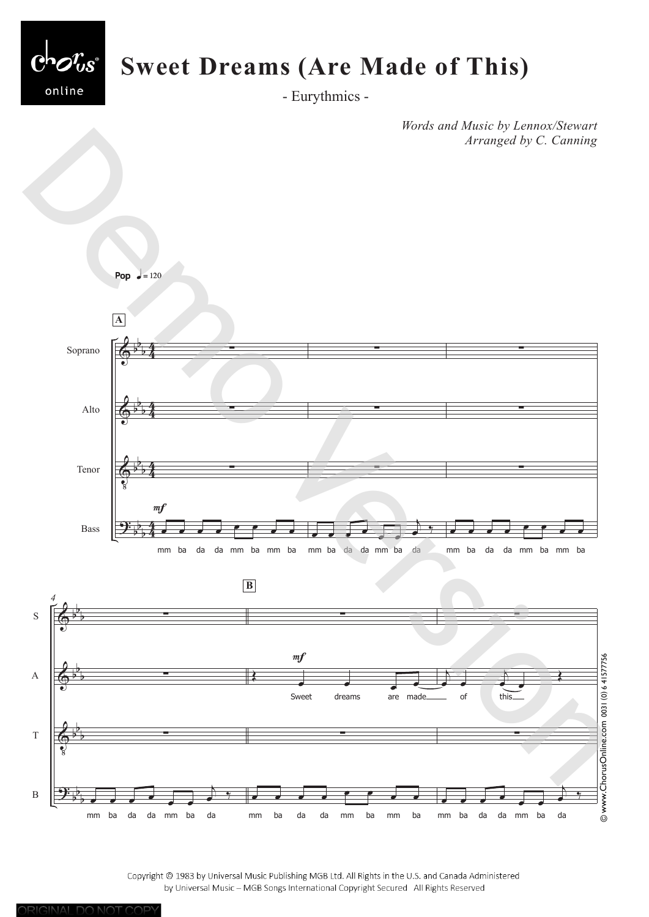# Sweet Dreams (Are Made of This)

- Eurythmics -

*Words and Music by Lennox/Stewart*
*Arranged by C. Canning*

Pop ♩ = 120

**A**

Soprano
Alto
Tenor
Bass

*mf*

mm ba da da mm ba mm ba mm ba da da mm ba da mm ba da da mm ba mm ba

**B**

*mf*

Sweet dreams are made of this

mm ba da da mm ba da mm ba da da mm ba mm ba mm ba da da mm ba da

Copyright © 1983 by Universal Music Publishing MGB Ltd. All Rights in the U.S. and Canada Administered by Universal Music – MGB Songs International Copyright Secured All Rights Reserved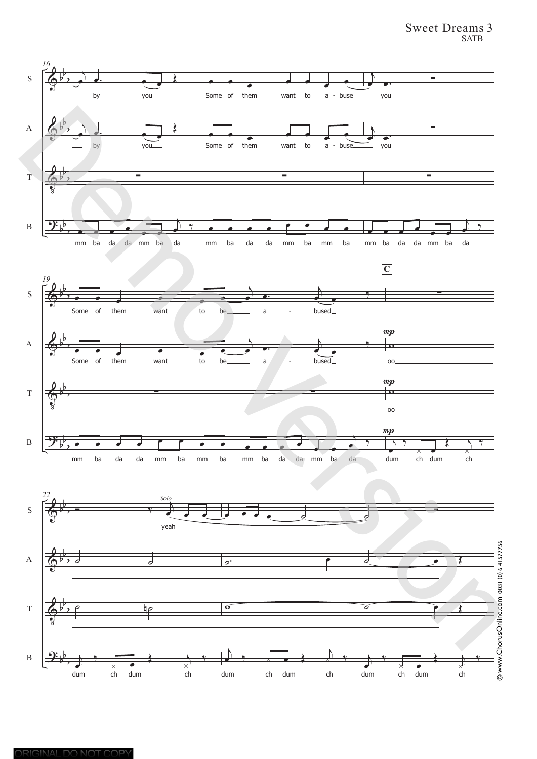**16**

S: by you Some of them want to a - buse you

A: by you Some of them want to a - buse you

B: mm ba da da mm ba da mm ba da da mm ba mm ba mm ba da da mm ba da

**19**

S: Some of them want to be a - bused

A: Some of them want to be a - bused *mp* oo

T: *mp* oo

B: mm ba da da mm ba mm ba mm ba da da mm ba da *mp* dum ch dum ch

**C**

**22**

S: *Solo* yeah

B: dum ch dum ch dum ch dum ch dum ch dum ch

© www.ChorusOnline.com 0031 (0) 6 41577756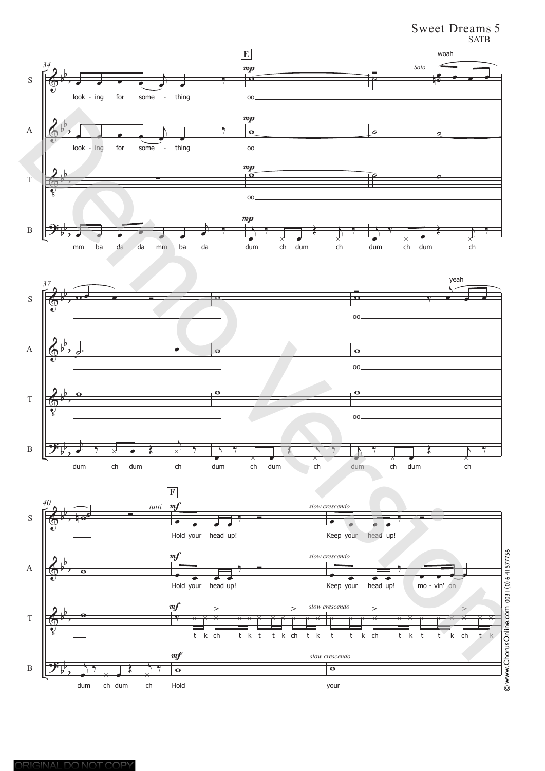**S:** look - ing for some - thing | **E** *mp* oo | *Solo* woah | oo | yeah | *tutti* **F** *mf* Hold your head up! | *slow crescendo* Keep your head up!

**A:** look - ing for some - thing | *mp* oo | oo | *mf* Hold your head up! | *slow crescendo* Keep your head up! mo - vin' on

**T:** *mp* oo | oo | *mf* t k ch t k t t k ch t k | *slow crescendo* t t k ch t k t t k ch t k

**B:** mm ba da da mm ba da | *mp* dum ch dum ch | dum ch dum ch | dum ch dum ch | dum ch dum ch | dum ch dum ch | dum ch dum ch | dum ch dum ch | *mf* Hold | *slow crescendo* your

© www.ChorusOnline.com 0031 (0) 6 41577756

ORIGINAL DO NOT COPY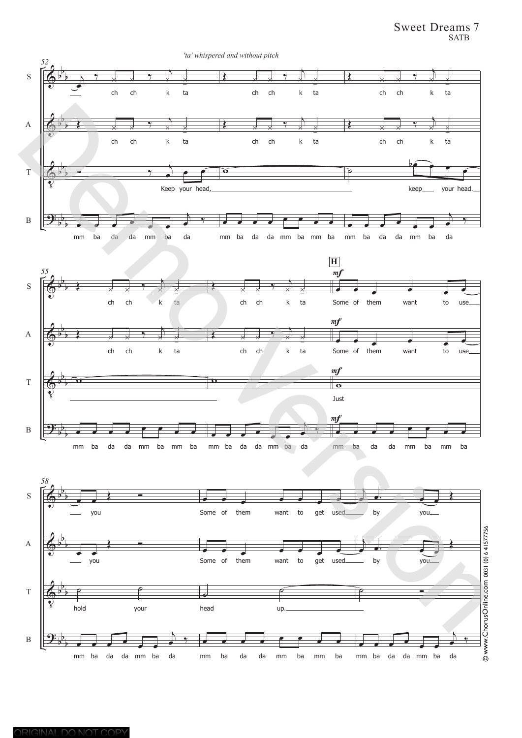'ta' whispered and without pitch

**H**

mf

Some of them want to use you

Some of them want to get used by you

Keep your head, keep your head.

Just hold your head up.

ch ch k ta

mm ba da da mm ba da

mm ba da da mm ba mm ba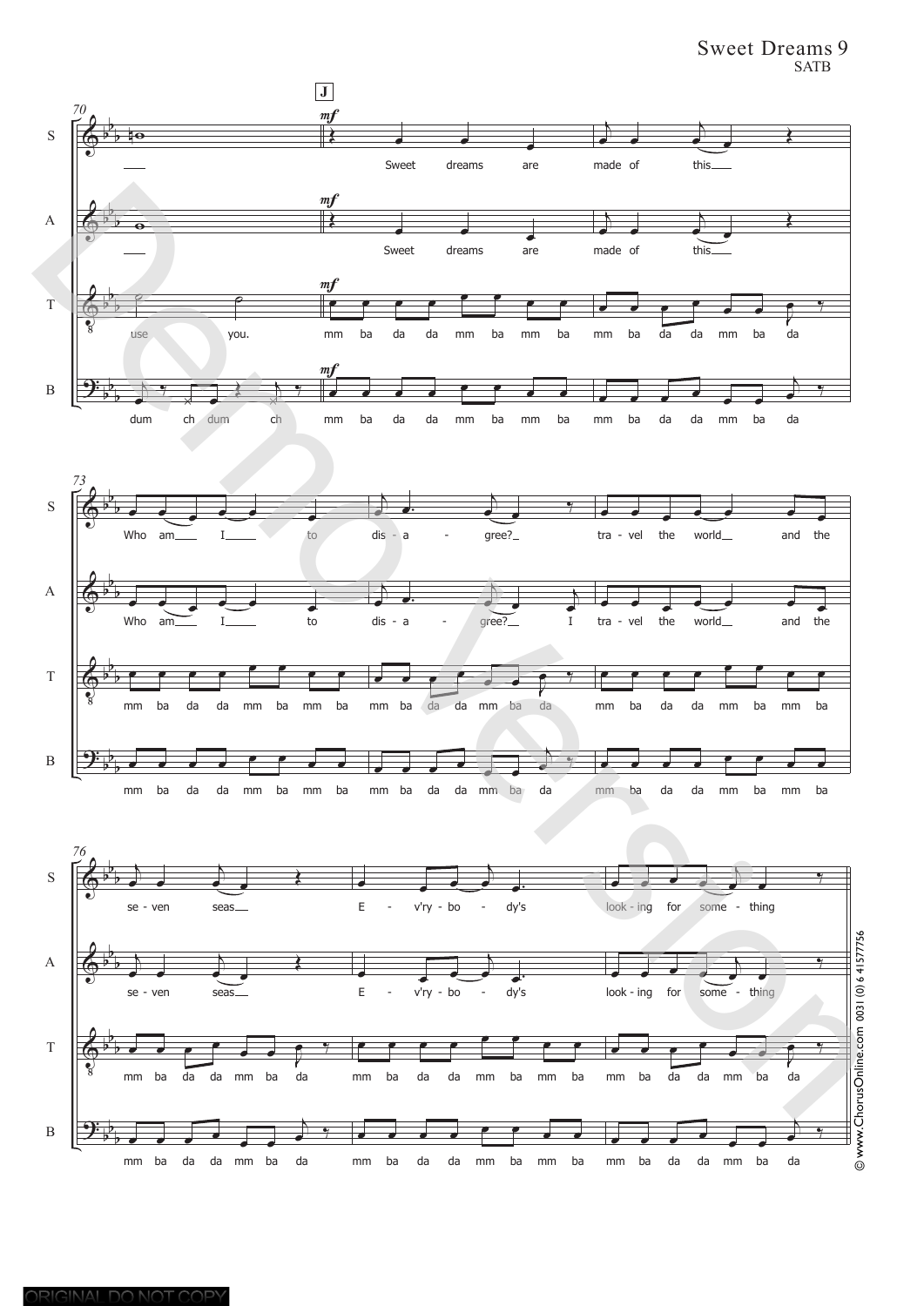**J**

*mf*

S: Sweet dreams are made of this___

A: Sweet dreams are made of this___

T: use you. mm ba da da mm ba mm ba mm ba da da mm ba da

B: dum ch dum ch mm ba da da mm ba mm ba mm ba da da mm ba da

S: Who am___ I___ to dis - a - gree?_ tra - vel the world___ and the

A: Who am___ I___ to dis - a - gree?__ I tra - vel the world___ and the

T: mm ba da da mm ba mm ba mm ba da da mm ba da mm ba da da mm ba mm ba

B: mm ba da da mm ba mm ba mm ba da da mm ba da mm ba da da mm ba mm ba

S: se - ven seas___ E - v'ry - bo - dy's look - ing for some - thing

A: se - ven seas___ E - v'ry - bo - dy's look - ing for some - thing

T: mm ba da da mm ba da mm ba da da mm ba mm ba mm ba da da mm ba da

B: mm ba da da mm ba da mm ba da da mm ba mm ba mm ba da da mm ba da

© www.ChorusOnline.com 0031 (0) 6 41577756

ORIGINAL DO NOT COPY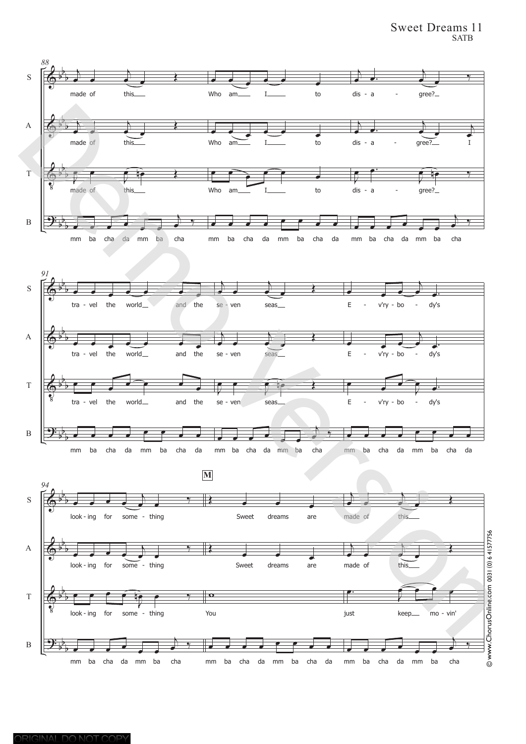Sweet Dreams 11
SATB

S: made of this Who am I to dis - a - gree?

A: made of this Who am I to dis - a - gree? I

T: made of this Who am I to dis - a - gree?

B: mm ba cha da mm ba cha mm ba cha da mm ba cha da mm ba cha da mm ba cha

S: tra - vel the world and the se - ven seas E - v'ry - bo - dy's

A: tra - vel the world and the se - ven seas E - v'ry - bo - dy's

T: tra - vel the world and the se - ven seas E - v'ry - bo - dy's

B: mm ba cha da mm ba cha da mm ba cha da mm ba cha mm ba cha da mm ba cha da

**M**

S: look - ing for some - thing Sweet dreams are made of this

A: look - ing for some - thing Sweet dreams are made of this

T: look - ing for some - thing You just keep mo - vin'

B: mm ba cha da mm ba cha mm ba cha da mm ba cha da mm ba cha da mm ba cha

© www.ChorusOnline.com 0031 (0) 6 41577756

ORIGINAL DO NOT COPY